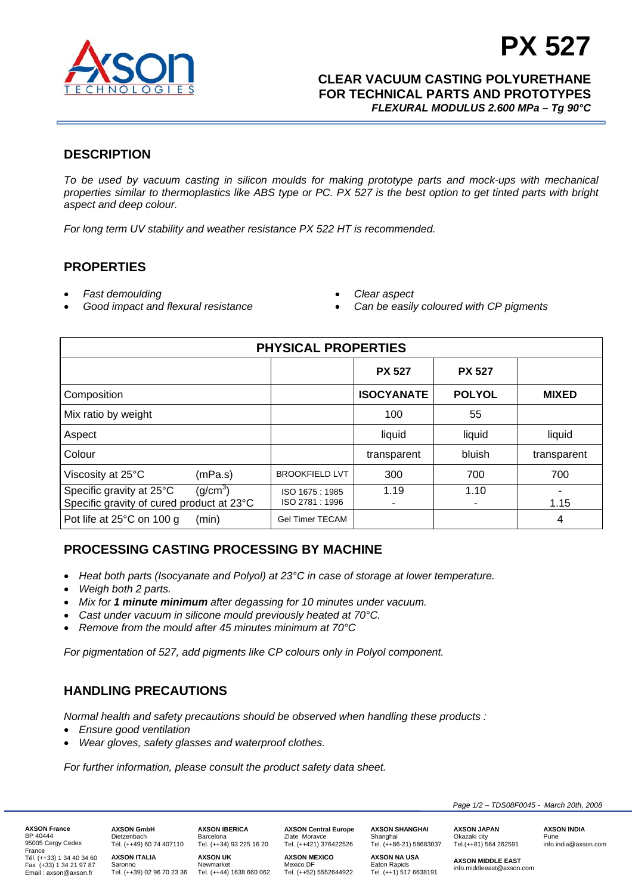# PX 527

## CLEAR VACUUM CASTING POLYURETHANE FOR TECHNICAL PARTS AND PROTOTYPES

*FLEXURAL MODULUS 2.600 MPa – Tg 90°C*

## DESCRIPTION

*To be used by vacuum casting in silicon moulds for making prototype parts and mock-ups with mechanical properties similar to thermoplastics like ABS type or PC. PX 527 is the best option to get tinted parts with bright aspect and deep colour.*

*For long term UV stability and weather resistance PX 522 HT is recommended.*

## PROPERTIES

- *Fast demoulding*
- *Good impact and flexural resistance*
- *Clear aspect*
- *Can be easily coloured with CP pigments*

| PHYSICAL PROPERTIES | | | | |
|---|---|---|---|---|
| | | **PX 527** | **PX 527** | |
| Composition | | **ISOCYANATE** | **POLYOL** | **MIXED** |
| Mix ratio by weight | | 100 | 55 | |
| Aspect | | liquid | liquid | liquid |
| Colour | | transparent | bluish | transparent |
| Viscosity at 25°C (mPa.s) | BROOKFIELD LVT | 300 | 700 | 700 |
| Specific gravity at 25°C ($g/cm^3$)<br>Specific gravity of cured product at 23°C | ISO 1675 : 1985<br>ISO 2781 : 1996 | 1.19<br>- | 1.10<br>- | -<br>1.15 |
| Pot life at 25°C on 100 g (min) | Gel Timer TECAM | | | 4 |

## PROCESSING CASTING PROCESSING BY MACHINE

- *Heat both parts (Isocyanate and Polyol) at 23°C in case of storage at lower temperature.*
- *Weigh both 2 parts.*
- *Mix for **1 minute minimum** after degassing for 10 minutes under vacuum.*
- *Cast under vacuum in silicone mould previously heated at 70°C.*
- *Remove from the mould after 45 minutes minimum at 70°C*

*For pigmentation of 527, add pigments like CP colours only in Polyol component.*

## HANDLING PRECAUTIONS

*Normal health and safety precautions should be observed when handling these products :*

- *Ensure good ventilation*
- *Wear gloves, safety glasses and waterproof clothes.*

*For further information, please consult the product safety data sheet.*

*TDS08F0045 - March 20th, 2008*

**AXSON France** BP 40444 95005 Cergy Cedex France Tél. (++33) 1 34 40 34 60 Fax (+33) 1 34 21 97 87 Email : axson@axson.fr

**AXSON GmbH** Dietzenbach Tél. (++49) 60 74 407110

**AXSON ITALIA** Saronno Tel. (++39) 02 96 70 23 36

**AXSON IBERICA** Barcelona Tel. (++34) 93 225 16 20

**AXSON UK** Newmarket Tel. (++44) 1638 660 062

**AXSON Central Europe** Zlate Moravce Tel. (++421) 376422526

**AXSON MEXICO** Mexico DF Tel. (++52) 5552644922

**AXSON SHANGHAI** Shanghai Tel. (++86-21) 58683037

**AXSON NA USA** Eaton Rapids Tel. (++1) 517 6638191

**AXSON JAPAN** Okazaki city Tel.(++81) 564 262591

**AXSON MIDDLE EAST** info.middleeast@axson.com

**AXSON INDIA** Pune info.india@axson.com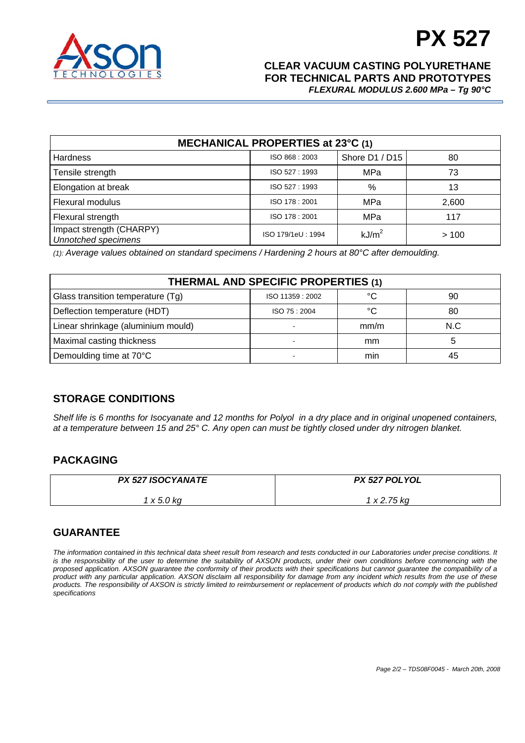# PX 527

## CLEAR VACUUM CASTING POLYURETHANE FOR TECHNICAL PARTS AND PROTOTYPES

***FLEXURAL MODULUS 2.600 MPa – Tg 90°C***

| MECHANICAL PROPERTIES at 23°C (1) | | | |
|---|---|---|---|
| Hardness | ISO 868 : 2003 | Shore D1 / D15 | 80 |
| Tensile strength | ISO 527 : 1993 | MPa | 73 |
| Elongation at break | ISO 527 : 1993 | % | 13 |
| Flexural modulus | ISO 178 : 2001 | MPa | 2,600 |
| Flexural strength | ISO 178 : 2001 | MPa | 117 |
| Impact strength (CHARPY) *Unnotched specimens* | ISO 179/1eU : 1994 | $kJ/m^2$ | > 100 |

*(1): Average values obtained on standard specimens / Hardening 2 hours at 80°C after demoulding.*

| THERMAL AND SPECIFIC PROPERTIES (1) | | | |
|---|---|---|---|
| Glass transition temperature (Tg) | ISO 11359 : 2002 | °C | 90 |
| Deflection temperature (HDT) | ISO 75 : 2004 | °C | 80 |
| Linear shrinkage (aluminium mould) | - | mm/m | N.C |
| Maximal casting thickness | - | mm | 5 |
| Demoulding time at 70°C | - | min | 45 |

## STORAGE CONDITIONS

*Shelf life is 6 months for Isocyanate and 12 months for Polyol in a dry place and in original unopened containers, at a temperature between 15 and 25° C. Any open can must be tightly closed under dry nitrogen blanket.*

## PACKAGING

| ***PX 527 ISOCYANATE*** | ***PX 527 POLYOL*** |
|---|---|
| *1 x 5.0 kg* | *1 x 2.75 kg* |

## GUARANTEE

*The information contained in this technical data sheet result from research and tests conducted in our Laboratories under precise conditions. It is the responsibility of the user to determine the suitability of AXSON products, under their own conditions before commencing with the proposed application. AXSON guarantee the conformity of their products with their specifications but cannot guarantee the compatibility of a product with any particular application. AXSON disclaim all responsibility for damage from any incident which results from the use of these products. The responsibility of AXSON is strictly limited to reimbursement or replacement of products which do not comply with the published specifications*